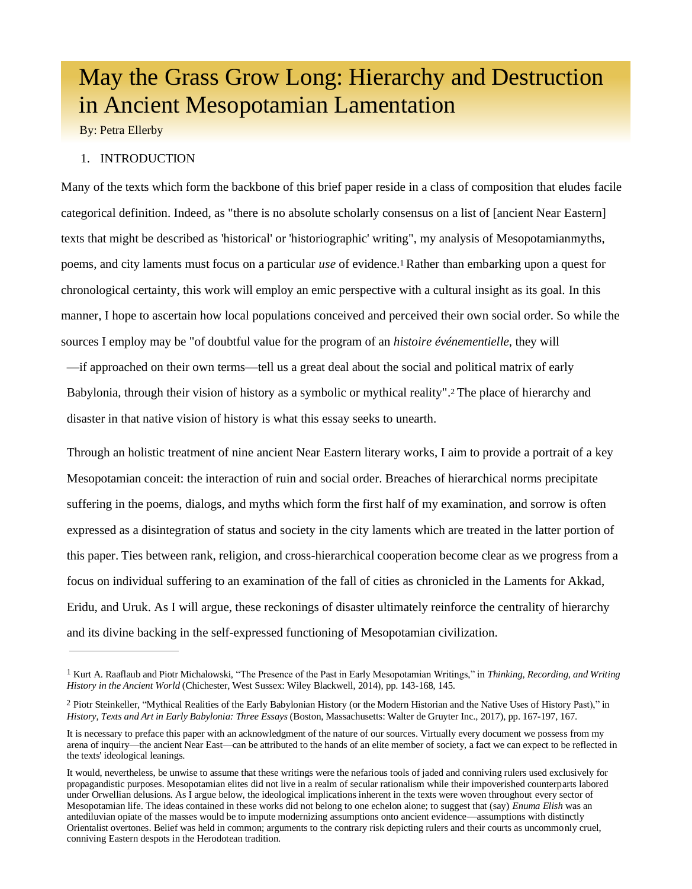# May the Grass Grow Long: Hierarchy and Destruction in Ancient Mesopotamian Lamentation

By: Petra Ellerby

## 1. INTRODUCTION

Many of the texts which form the backbone of this brief paper reside in a class of composition that eludes facile categorical definition. Indeed, as "there is no absolute scholarly consensus on a list of [ancient Near Eastern] texts that might be described as 'historical' or 'historiographic' writing", my analysis of Mesopotamianmyths, poems, and city laments must focus on a particular *use* of evidence.[1] Rather than embarking upon a quest for chronological certainty, this work will employ an emic perspective with a cultural insight as its goal. In this manner, I hope to ascertain how local populations conceived and perceived their own social order. So while the sources I employ may be "of doubtful value for the program of an *histoire événementielle*, they will —if approached on their own terms—tell us a great deal about the social and political matrix of early Babylonia, through their vision of history as a symbolic or mythical reality".[2] The place of hierarchy and disaster in that native vision of history is what this essay seeks to unearth.

Through an holistic treatment of nine ancient Near Eastern literary works, I aim to provide a portrait of a key Mesopotamian conceit: the interaction of ruin and social order. Breaches of hierarchical norms precipitate suffering in the poems, dialogs, and myths which form the first half of my examination, and sorrow is often expressed as a disintegration of status and society in the city laments which are treated in the latter portion of this paper. Ties between rank, religion, and cross-hierarchical cooperation become clear as we progress from a focus on individual suffering to an examination of the fall of cities as chronicled in the Laments for Akkad, Eridu, and Uruk. As I will argue, these reckonings of disaster ultimately reinforce the centrality of hierarchy and its divine backing in the self-expressed functioning of Mesopotamian civilization.

---

[1] Kurt A. Raaflaub and Piotr Michalowski, "The Presence of the Past in Early Mesopotamian Writings," in *Thinking, Recording, and Writing History in the Ancient World* (Chichester, West Sussex: Wiley Blackwell, 2014), pp. 143-168, 145.

[2] Piotr Steinkeller, "Mythical Realities of the Early Babylonian History (or the Modern Historian and the Native Uses of History Past)," in *History, Texts and Art in Early Babylonia: Three Essays* (Boston, Massachusetts: Walter de Gruyter Inc., 2017), pp. 167-197, 167.

It is necessary to preface this paper with an acknowledgment of the nature of our sources. Virtually every document we possess from my arena of inquiry—the ancient Near East—can be attributed to the hands of an elite member of society, a fact we can expect to be reflected in the texts' ideological leanings.

It would, nevertheless, be unwise to assume that these writings were the nefarious tools of jaded and conniving rulers used exclusively for propagandistic purposes. Mesopotamian elites did not live in a realm of secular rationalism while their impoverished counterparts labored under Orwellian delusions. As I argue below, the ideological implications inherent in the texts were woven throughout every sector of Mesopotamian life. The ideas contained in these works did not belong to one echelon alone; to suggest that (say) *Enuma Elish* was an antediluvian opiate of the masses would be to impute modernizing assumptions onto ancient evidence—assumptions with distinctly Orientalist overtones. Belief was held in common; arguments to the contrary risk depicting rulers and their courts as uncommonly cruel, conniving Eastern despots in the Herodotean tradition.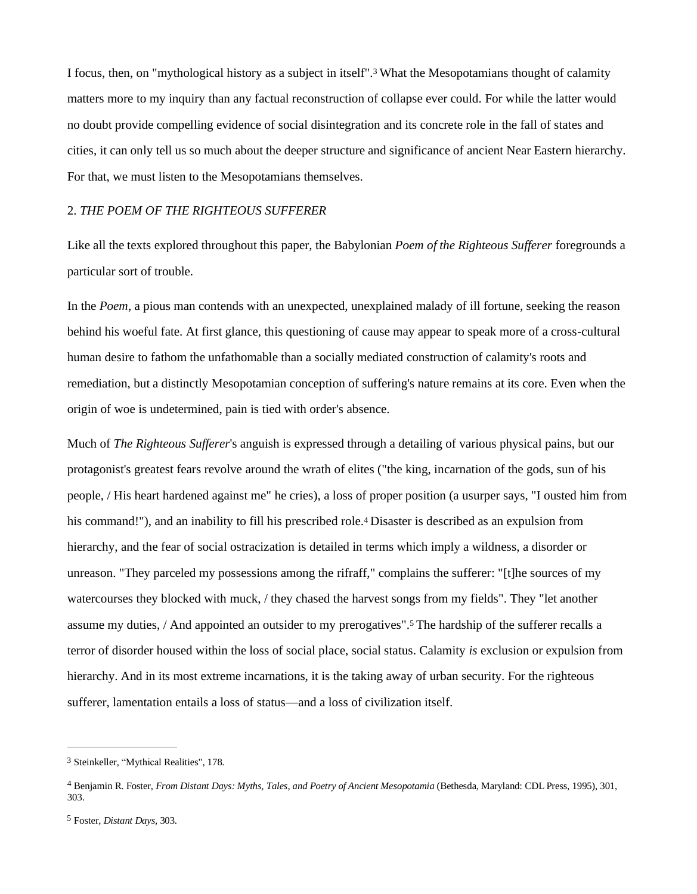I focus, then, on "mythological history as a subject in itself".[3] What the Mesopotamians thought of calamity matters more to my inquiry than any factual reconstruction of collapse ever could. For while the latter would no doubt provide compelling evidence of social disintegration and its concrete role in the fall of states and cities, it can only tell us so much about the deeper structure and significance of ancient Near Eastern hierarchy. For that, we must listen to the Mesopotamians themselves.

## 2. *THE POEM OF THE RIGHTEOUS SUFFERER*

Like all the texts explored throughout this paper, the Babylonian *Poem of the Righteous Sufferer* foregrounds a particular sort of trouble.

In the *Poem*, a pious man contends with an unexpected, unexplained malady of ill fortune, seeking the reason behind his woeful fate. At first glance, this questioning of cause may appear to speak more of a cross-cultural human desire to fathom the unfathomable than a socially mediated construction of calamity's roots and remediation, but a distinctly Mesopotamian conception of suffering's nature remains at its core. Even when the origin of woe is undetermined, pain is tied with order's absence.

Much of *The Righteous Sufferer*'s anguish is expressed through a detailing of various physical pains, but our protagonist's greatest fears revolve around the wrath of elites ("the king, incarnation of the gods, sun of his people, / His heart hardened against me" he cries), a loss of proper position (a usurper says, "I ousted him from his command!"), and an inability to fill his prescribed role.[4] Disaster is described as an expulsion from hierarchy, and the fear of social ostracization is detailed in terms which imply a wildness, a disorder or unreason. "They parceled my possessions among the riffraff," complains the sufferer: "[t]he sources of my watercourses they blocked with muck, / they chased the harvest songs from my fields". They "let another assume my duties, / And appointed an outsider to my prerogatives".[5] The hardship of the sufferer recalls a terror of disorder housed within the loss of social place, social status. Calamity *is* exclusion or expulsion from hierarchy. And in its most extreme incarnations, it is the taking away of urban security. For the righteous sufferer, lamentation entails a loss of status—and a loss of civilization itself.

---

[3] Steinkeller, "Mythical Realities", 178.

[4] Benjamin R. Foster, *From Distant Days: Myths, Tales, and Poetry of Ancient Mesopotamia* (Bethesda, Maryland: CDL Press, 1995), 301, 303.

[5] Foster, *Distant Days*, 303.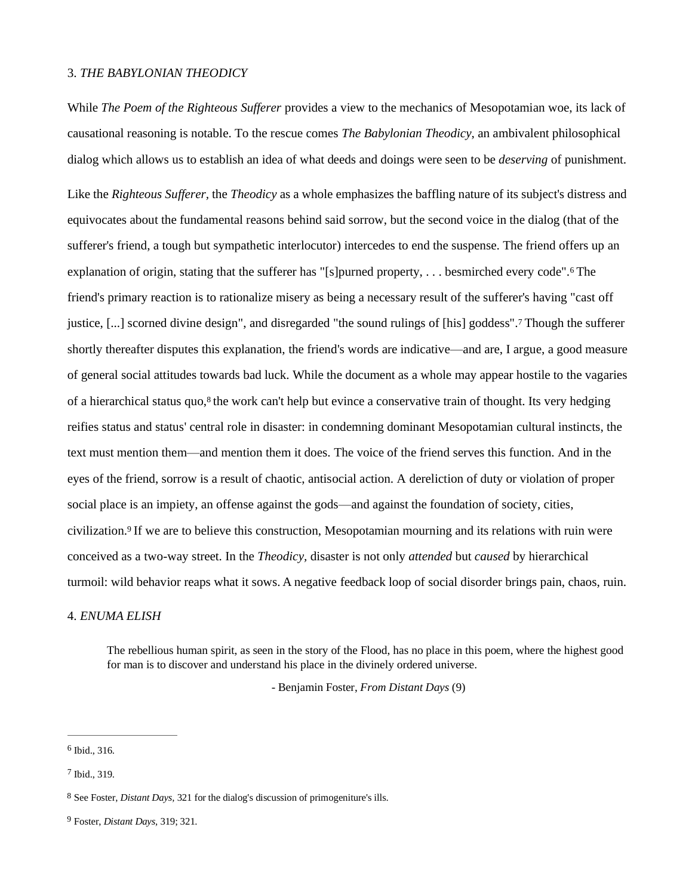## 3. *THE BABYLONIAN THEODICY*

While *The Poem of the Righteous Sufferer* provides a view to the mechanics of Mesopotamian woe, its lack of causational reasoning is notable. To the rescue comes *The Babylonian Theodicy*, an ambivalent philosophical dialog which allows us to establish an idea of what deeds and doings were seen to be *deserving* of punishment.

Like the *Righteous Sufferer*, the *Theodicy* as a whole emphasizes the baffling nature of its subject's distress and equivocates about the fundamental reasons behind said sorrow, but the second voice in the dialog (that of the sufferer's friend, a tough but sympathetic interlocutor) intercedes to end the suspense. The friend offers up an explanation of origin, stating that the sufferer has "[s]purned property, . . . besmirched every code".[6] The friend's primary reaction is to rationalize misery as being a necessary result of the sufferer's having "cast off justice, [...] scorned divine design", and disregarded "the sound rulings of [his] goddess".[7] Though the sufferer shortly thereafter disputes this explanation, the friend's words are indicative—and are, I argue, a good measure of general social attitudes towards bad luck. While the document as a whole may appear hostile to the vagaries of a hierarchical status quo,[8] the work can't help but evince a conservative train of thought. Its very hedging reifies status and status' central role in disaster: in condemning dominant Mesopotamian cultural instincts, the text must mention them—and mention them it does. The voice of the friend serves this function. And in the eyes of the friend, sorrow is a result of chaotic, antisocial action. A dereliction of duty or violation of proper social place is an impiety, an offense against the gods—and against the foundation of society, cities, civilization.[9] If we are to believe this construction, Mesopotamian mourning and its relations with ruin were conceived as a two-way street. In the *Theodicy*, disaster is not only *attended* but *caused* by hierarchical turmoil: wild behavior reaps what it sows. A negative feedback loop of social disorder brings pain, chaos, ruin.

## 4. *ENUMA ELISH*

> The rebellious human spirit, as seen in the story of the Flood, has no place in this poem, where the highest good for man is to discover and understand his place in the divinely ordered universe.
>
> - Benjamin Foster, *From Distant Days* (9)

---

[6] Ibid., 316.

[7] Ibid., 319.

[8] See Foster, *Distant Days*, 321 for the dialog's discussion of primogeniture's ills.

[9] Foster, *Distant Days*, 319; 321.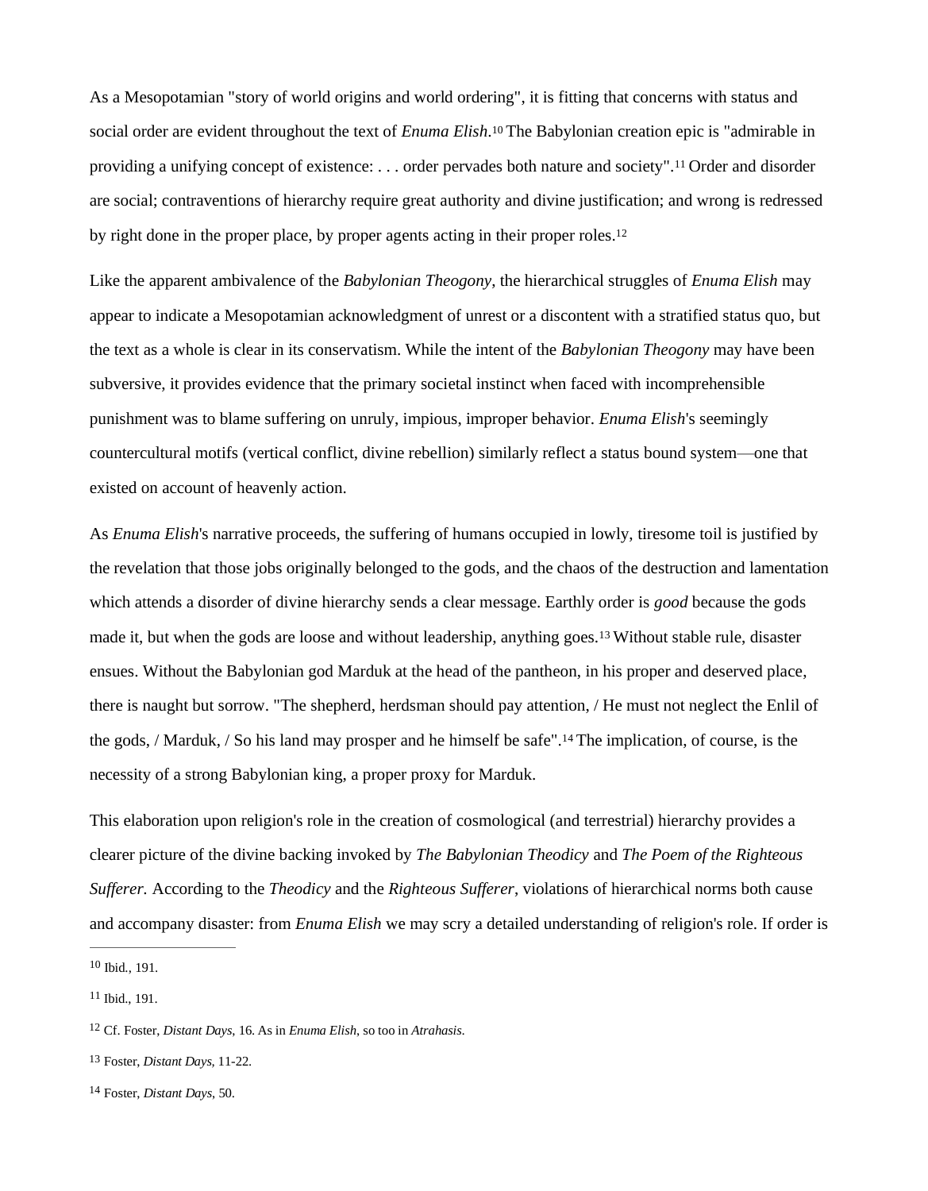As a Mesopotamian "story of world origins and world ordering", it is fitting that concerns with status and social order are evident throughout the text of *Enuma Elish*.[10] The Babylonian creation epic is "admirable in providing a unifying concept of existence: . . . order pervades both nature and society".[11] Order and disorder are social; contraventions of hierarchy require great authority and divine justification; and wrong is redressed by right done in the proper place, by proper agents acting in their proper roles.[12]

Like the apparent ambivalence of the *Babylonian Theogony*, the hierarchical struggles of *Enuma Elish* may appear to indicate a Mesopotamian acknowledgment of unrest or a discontent with a stratified status quo, but the text as a whole is clear in its conservatism. While the intent of the *Babylonian Theogony* may have been subversive, it provides evidence that the primary societal instinct when faced with incomprehensible punishment was to blame suffering on unruly, impious, improper behavior. *Enuma Elish*'s seemingly countercultural motifs (vertical conflict, divine rebellion) similarly reflect a status bound system—one that existed on account of heavenly action.

As *Enuma Elish*'s narrative proceeds, the suffering of humans occupied in lowly, tiresome toil is justified by the revelation that those jobs originally belonged to the gods, and the chaos of the destruction and lamentation which attends a disorder of divine hierarchy sends a clear message. Earthly order is *good* because the gods made it, but when the gods are loose and without leadership, anything goes.[13] Without stable rule, disaster ensues. Without the Babylonian god Marduk at the head of the pantheon, in his proper and deserved place, there is naught but sorrow. "The shepherd, herdsman should pay attention, / He must not neglect the Enlil of the gods, / Marduk, / So his land may prosper and he himself be safe".[14] The implication, of course, is the necessity of a strong Babylonian king, a proper proxy for Marduk.

This elaboration upon religion's role in the creation of cosmological (and terrestrial) hierarchy provides a clearer picture of the divine backing invoked by *The Babylonian Theodicy* and *The Poem of the Righteous Sufferer.* According to the *Theodicy* and the *Righteous Sufferer*, violations of hierarchical norms both cause and accompany disaster: from *Enuma Elish* we may scry a detailed understanding of religion's role. If order is

---

[10] Ibid., 191.

[11] Ibid., 191.

[12] Cf. Foster, *Distant Days*, 16. As in *Enuma Elish*, so too in *Atrahasis*.

[13] Foster, *Distant Days*, 11-22.

[14] Foster, *Distant Days*, 50.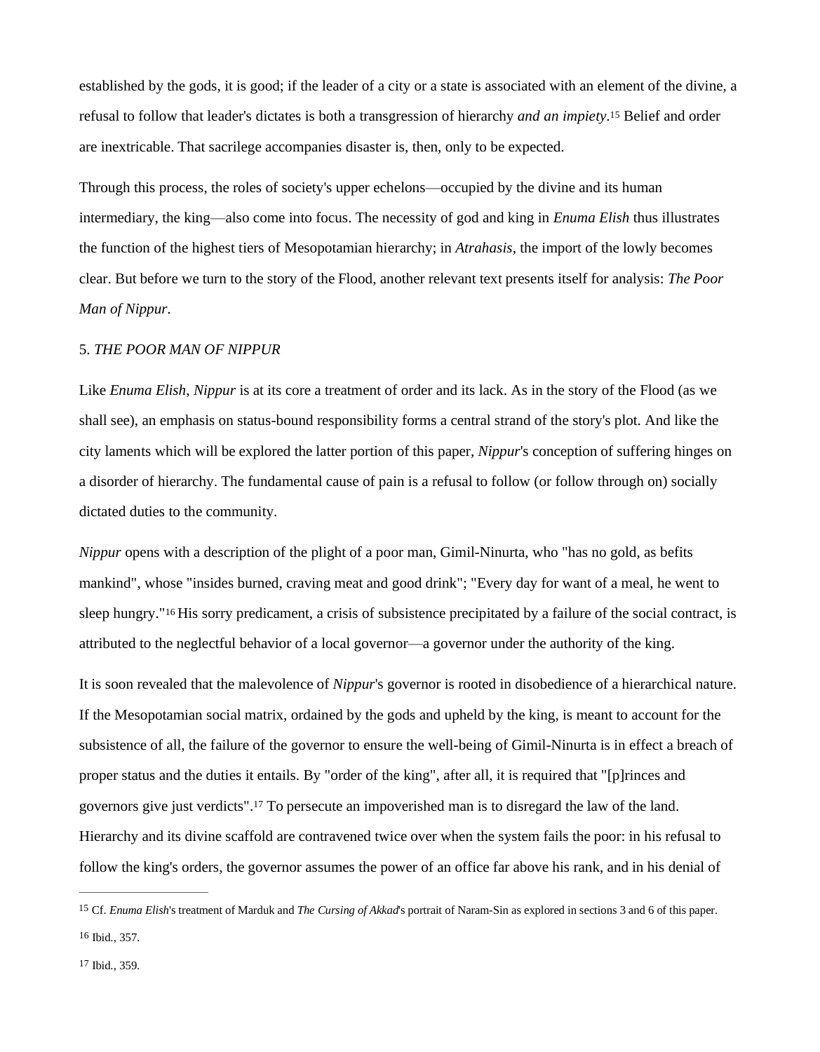established by the gods, it is good; if the leader of a city or a state is associated with an element of the divine, a refusal to follow that leader's dictates is both a transgression of hierarchy *and an impiety*.[15] Belief and order are inextricable. That sacrilege accompanies disaster is, then, only to be expected.

Through this process, the roles of society's upper echelons—occupied by the divine and its human intermediary, the king—also come into focus. The necessity of god and king in *Enuma Elish* thus illustrates the function of the highest tiers of Mesopotamian hierarchy; in *Atrahasis*, the import of the lowly becomes clear. But before we turn to the story of the Flood, another relevant text presents itself for analysis: *The Poor Man of Nippur*.

## 5. *THE POOR MAN OF NIPPUR*

Like *Enuma Elish*, *Nippur* is at its core a treatment of order and its lack. As in the story of the Flood (as we shall see), an emphasis on status-bound responsibility forms a central strand of the story's plot. And like the city laments which will be explored the latter portion of this paper, *Nippur*'s conception of suffering hinges on a disorder of hierarchy. The fundamental cause of pain is a refusal to follow (or follow through on) socially dictated duties to the community.

*Nippur* opens with a description of the plight of a poor man, Gimil-Ninurta, who "has no gold, as befits mankind", whose "insides burned, craving meat and good drink"; "Every day for want of a meal, he went to sleep hungry."[16] His sorry predicament, a crisis of subsistence precipitated by a failure of the social contract, is attributed to the neglectful behavior of a local governor—a governor under the authority of the king.

It is soon revealed that the malevolence of *Nippur*'s governor is rooted in disobedience of a hierarchical nature. If the Mesopotamian social matrix, ordained by the gods and upheld by the king, is meant to account for the subsistence of all, the failure of the governor to ensure the well-being of Gimil-Ninurta is in effect a breach of proper status and the duties it entails. By "order of the king", after all, it is required that "[p]rinces and governors give just verdicts".[17] To persecute an impoverished man is to disregard the law of the land. Hierarchy and its divine scaffold are contravened twice over when the system fails the poor: in his refusal to follow the king's orders, the governor assumes the power of an office far above his rank, and in his denial of

---

[15] Cf. *Enuma Elish*'s treatment of Marduk and *The Cursing of Akkad*'s portrait of Naram-Sin as explored in sections 3 and 6 of this paper.

[16] Ibid., 357.

[17] Ibid., 359.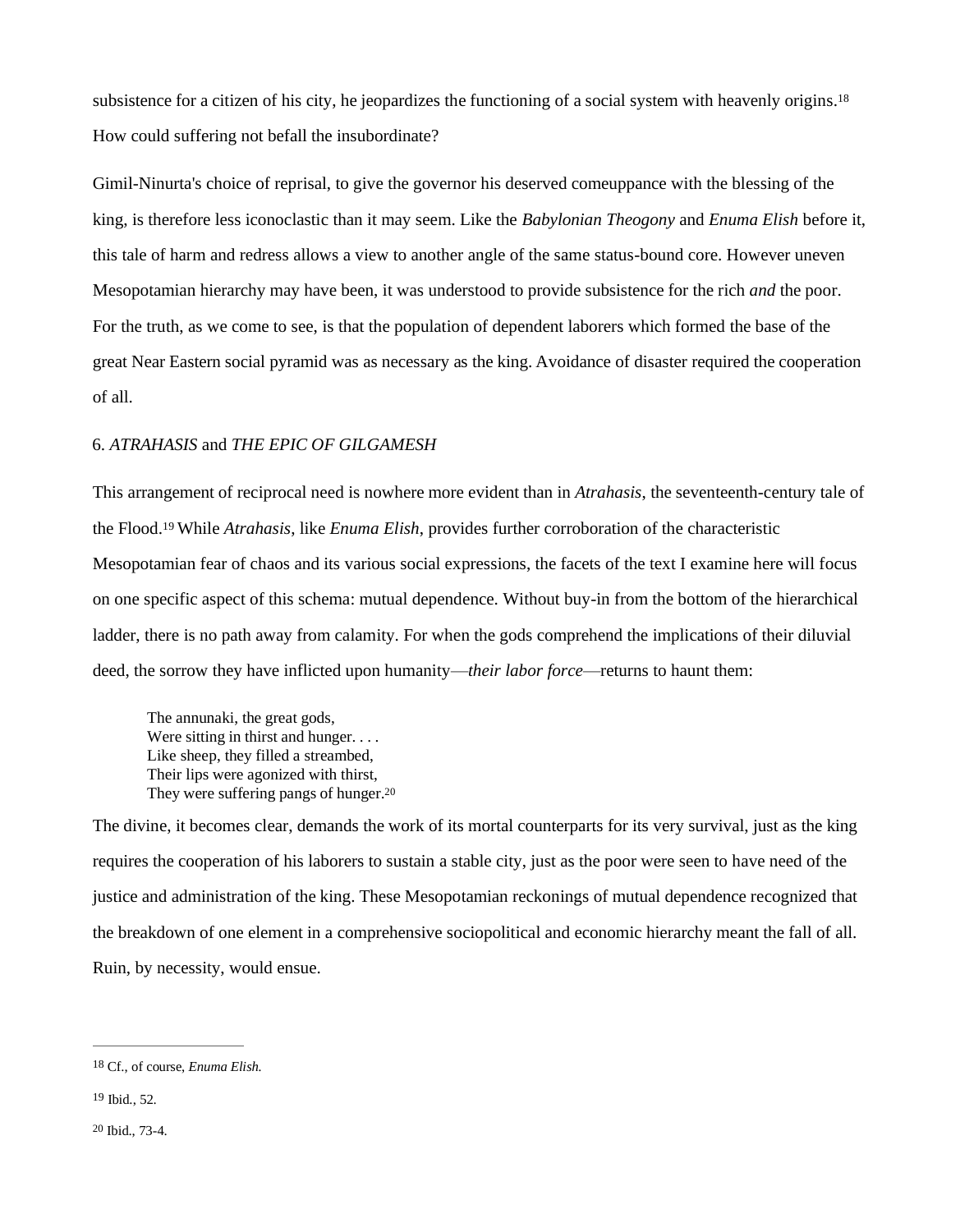subsistence for a citizen of his city, he jeopardizes the functioning of a social system with heavenly origins.[18] How could suffering not befall the insubordinate?

Gimil-Ninurta's choice of reprisal, to give the governor his deserved comeuppance with the blessing of the king, is therefore less iconoclastic than it may seem. Like the *Babylonian Theogony* and *Enuma Elish* before it, this tale of harm and redress allows a view to another angle of the same status-bound core. However uneven Mesopotamian hierarchy may have been, it was understood to provide subsistence for the rich *and* the poor. For the truth, as we come to see, is that the population of dependent laborers which formed the base of the great Near Eastern social pyramid was as necessary as the king. Avoidance of disaster required the cooperation of all.

## 6. *ATRAHASIS* and *THE EPIC OF GILGAMESH*

This arrangement of reciprocal need is nowhere more evident than in *Atrahasis*, the seventeenth-century tale of the Flood.[19] While *Atrahasis*, like *Enuma Elish*, provides further corroboration of the characteristic Mesopotamian fear of chaos and its various social expressions, the facets of the text I examine here will focus on one specific aspect of this schema: mutual dependence. Without buy-in from the bottom of the hierarchical ladder, there is no path away from calamity. For when the gods comprehend the implications of their diluvial deed, the sorrow they have inflicted upon humanity—*their labor force*—returns to haunt them:

> The annunaki, the great gods,
> Were sitting in thirst and hunger. . . .
> Like sheep, they filled a streambed,
> Their lips were agonized with thirst,
> They were suffering pangs of hunger.[20]

The divine, it becomes clear, demands the work of its mortal counterparts for its very survival, just as the king requires the cooperation of his laborers to sustain a stable city, just as the poor were seen to have need of the justice and administration of the king. These Mesopotamian reckonings of mutual dependence recognized that the breakdown of one element in a comprehensive sociopolitical and economic hierarchy meant the fall of all. Ruin, by necessity, would ensue.

---

[18] Cf., of course, *Enuma Elish.*

[19] Ibid., 52.

[20] Ibid., 73-4.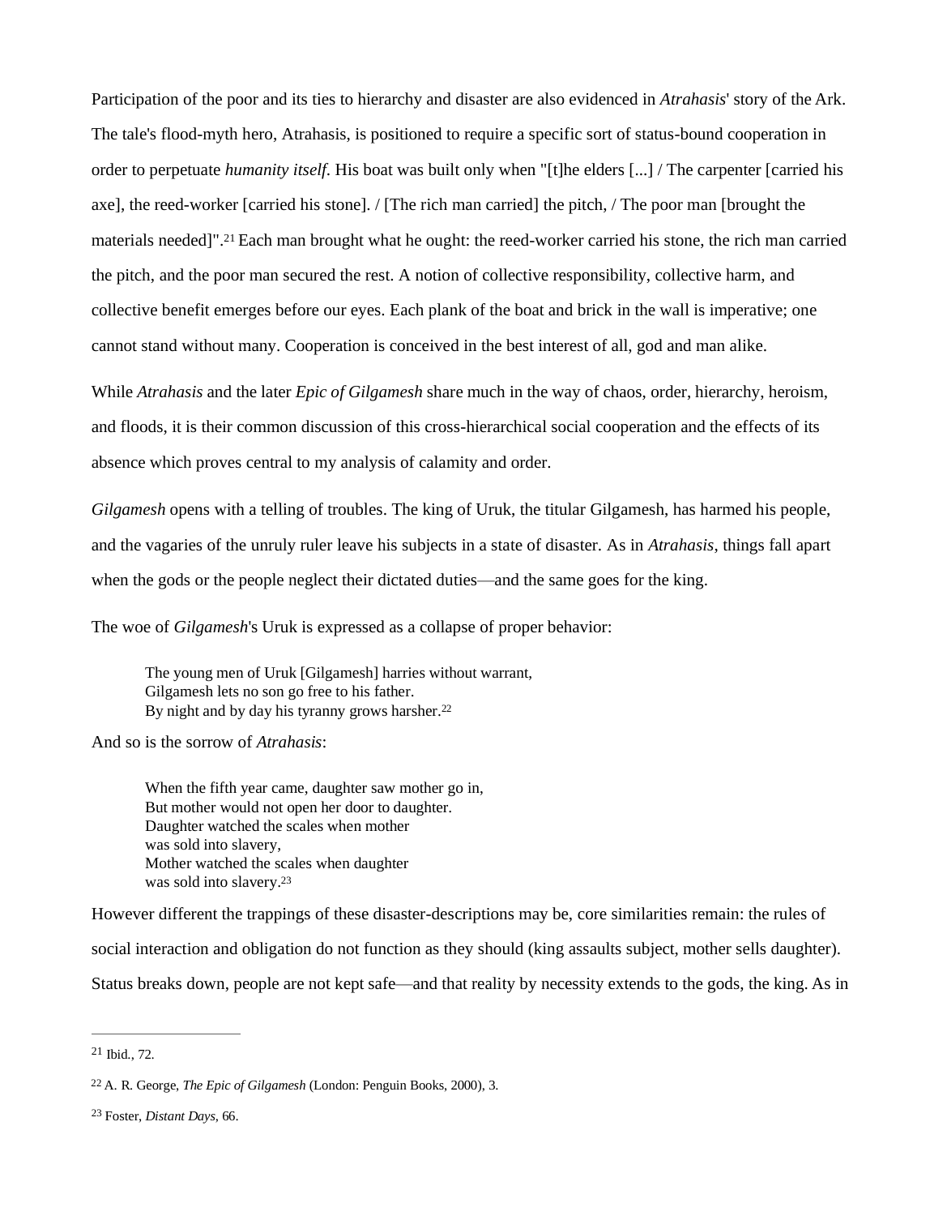Participation of the poor and its ties to hierarchy and disaster are also evidenced in *Atrahasis*' story of the Ark. The tale's flood-myth hero, Atrahasis, is positioned to require a specific sort of status-bound cooperation in order to perpetuate *humanity itself*. His boat was built only when "[t]he elders [...] / The carpenter [carried his axe], the reed-worker [carried his stone]. / [The rich man carried] the pitch, / The poor man [brought the materials needed]".[21] Each man brought what he ought: the reed-worker carried his stone, the rich man carried the pitch, and the poor man secured the rest. A notion of collective responsibility, collective harm, and collective benefit emerges before our eyes. Each plank of the boat and brick in the wall is imperative; one cannot stand without many. Cooperation is conceived in the best interest of all, god and man alike.

While *Atrahasis* and the later *Epic of Gilgamesh* share much in the way of chaos, order, hierarchy, heroism, and floods, it is their common discussion of this cross-hierarchical social cooperation and the effects of its absence which proves central to my analysis of calamity and order.

*Gilgamesh* opens with a telling of troubles. The king of Uruk, the titular Gilgamesh, has harmed his people, and the vagaries of the unruly ruler leave his subjects in a state of disaster. As in *Atrahasis*, things fall apart when the gods or the people neglect their dictated duties—and the same goes for the king.

The woe of *Gilgamesh*'s Uruk is expressed as a collapse of proper behavior:

> The young men of Uruk [Gilgamesh] harries without warrant,
> Gilgamesh lets no son go free to his father.
> By night and by day his tyranny grows harsher.[22]

And so is the sorrow of *Atrahasis*:

> When the fifth year came, daughter saw mother go in,
> But mother would not open her door to daughter.
> Daughter watched the scales when mother
> was sold into slavery,
> Mother watched the scales when daughter
> was sold into slavery.[23]

However different the trappings of these disaster-descriptions may be, core similarities remain: the rules of social interaction and obligation do not function as they should (king assaults subject, mother sells daughter). Status breaks down, people are not kept safe—and that reality by necessity extends to the gods, the king. As in

---

[21] Ibid., 72.

[22] A. R. George, *The Epic of Gilgamesh* (London: Penguin Books, 2000), 3.

[23] Foster, *Distant Days*, 66.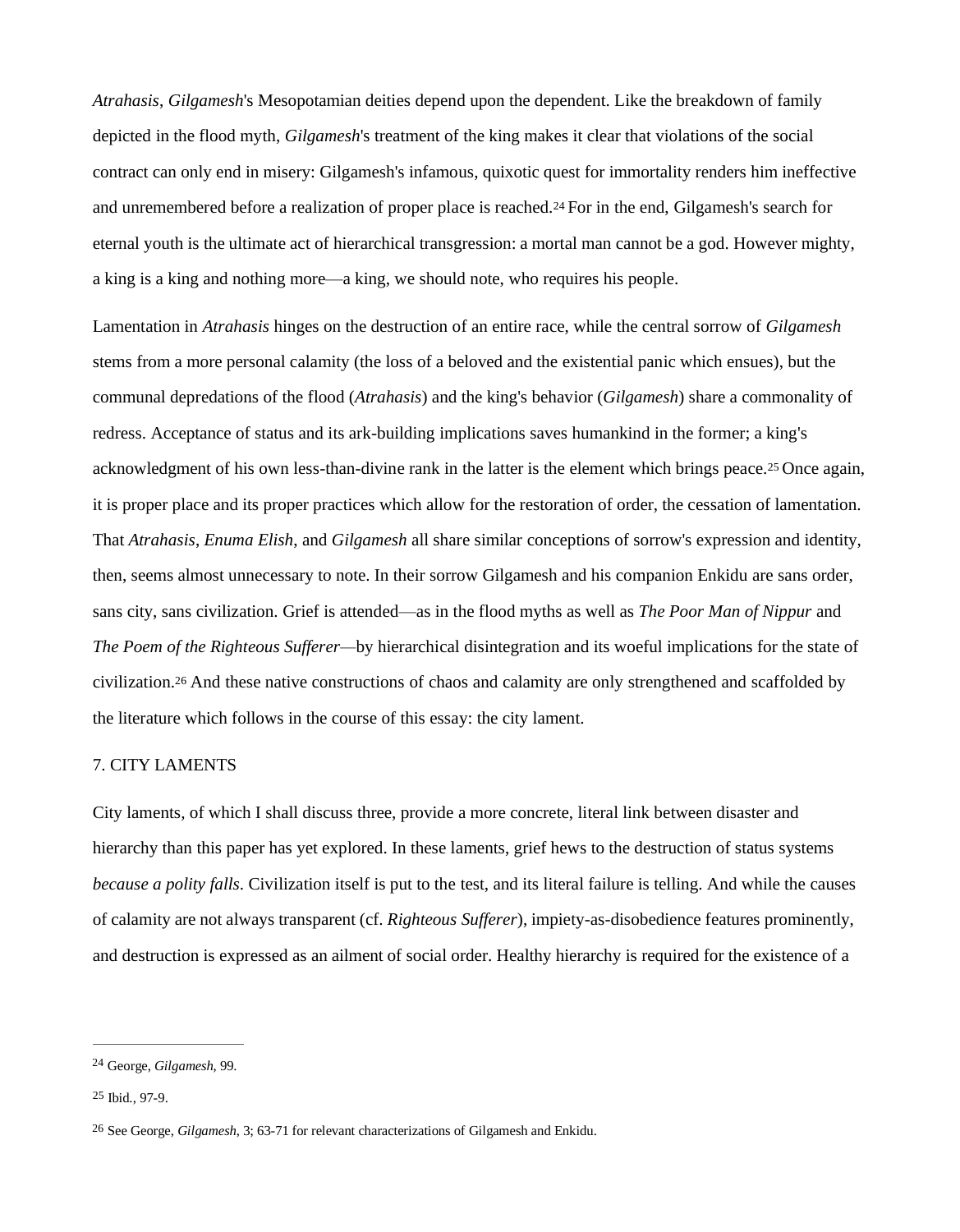*Atrahasis*, *Gilgamesh*'s Mesopotamian deities depend upon the dependent. Like the breakdown of family depicted in the flood myth, *Gilgamesh*'s treatment of the king makes it clear that violations of the social contract can only end in misery: Gilgamesh's infamous, quixotic quest for immortality renders him ineffective and unremembered before a realization of proper place is reached.[24] For in the end, Gilgamesh's search for eternal youth is the ultimate act of hierarchical transgression: a mortal man cannot be a god. However mighty, a king is a king and nothing more—a king, we should note, who requires his people.

Lamentation in *Atrahasis* hinges on the destruction of an entire race, while the central sorrow of *Gilgamesh* stems from a more personal calamity (the loss of a beloved and the existential panic which ensues), but the communal depredations of the flood (*Atrahasis*) and the king's behavior (*Gilgamesh*) share a commonality of redress. Acceptance of status and its ark-building implications saves humankind in the former; a king's acknowledgment of his own less-than-divine rank in the latter is the element which brings peace.[25] Once again, it is proper place and its proper practices which allow for the restoration of order, the cessation of lamentation. That *Atrahasis*, *Enuma Elish*, and *Gilgamesh* all share similar conceptions of sorrow's expression and identity, then, seems almost unnecessary to note. In their sorrow Gilgamesh and his companion Enkidu are sans order, sans city, sans civilization. Grief is attended—as in the flood myths as well as *The Poor Man of Nippur* and *The Poem of the Righteous Sufferer*—by hierarchical disintegration and its woeful implications for the state of civilization.[26] And these native constructions of chaos and calamity are only strengthened and scaffolded by the literature which follows in the course of this essay: the city lament.

## 7. CITY LAMENTS

City laments, of which I shall discuss three, provide a more concrete, literal link between disaster and hierarchy than this paper has yet explored. In these laments, grief hews to the destruction of status systems *because a polity falls*. Civilization itself is put to the test, and its literal failure is telling. And while the causes of calamity are not always transparent (cf. *Righteous Sufferer*), impiety-as-disobedience features prominently, and destruction is expressed as an ailment of social order. Healthy hierarchy is required for the existence of a

---

[24] George, *Gilgamesh*, 99.

[25] Ibid., 97-9.

[26] See George, *Gilgamesh*, 3; 63-71 for relevant characterizations of Gilgamesh and Enkidu.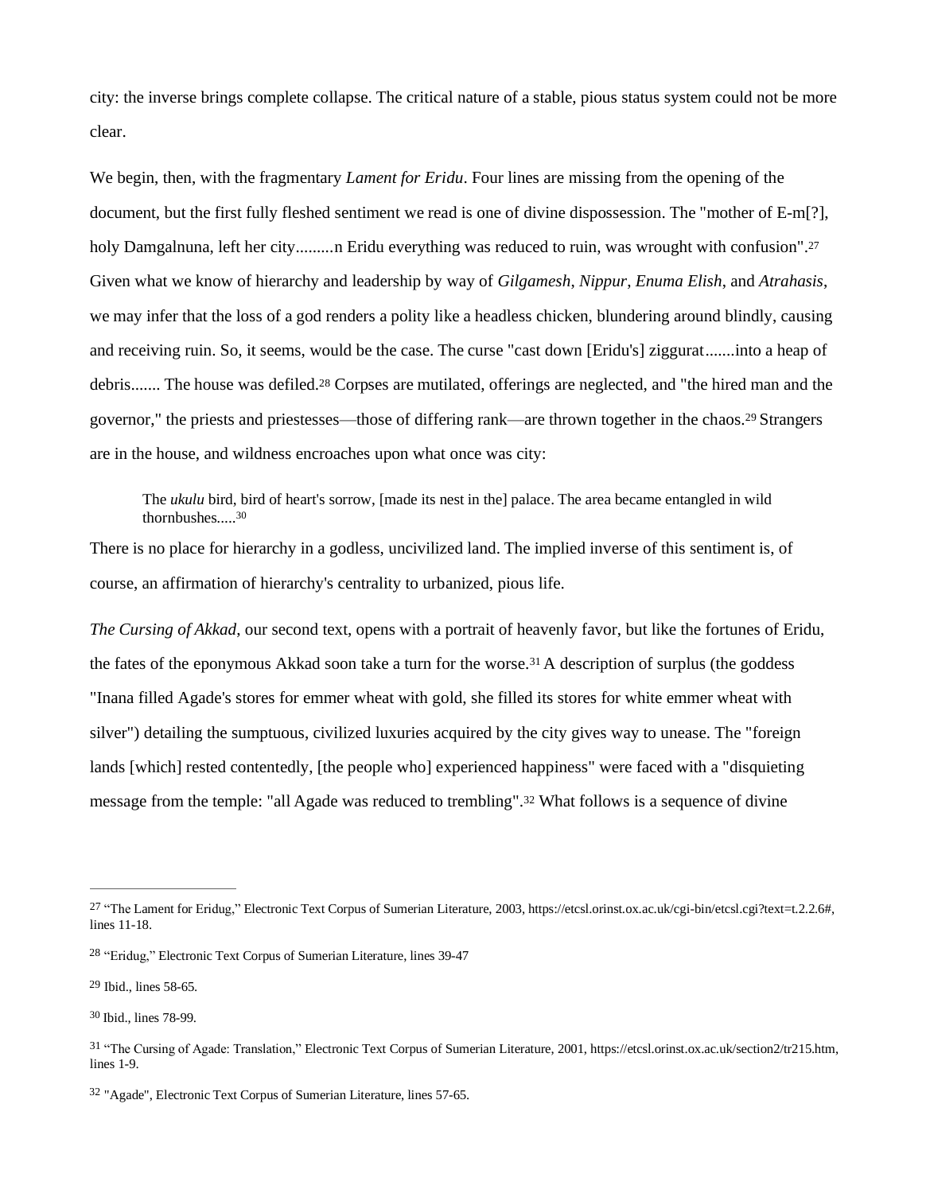city: the inverse brings complete collapse. The critical nature of a stable, pious status system could not be more clear.

We begin, then, with the fragmentary *Lament for Eridu*. Four lines are missing from the opening of the document, but the first fully fleshed sentiment we read is one of divine dispossession. The "mother of E-m[?], holy Damgalnuna, left her city.........n Eridu everything was reduced to ruin, was wrought with confusion".[27] Given what we know of hierarchy and leadership by way of *Gilgamesh*, *Nippur*, *Enuma Elish*, and *Atrahasis*, we may infer that the loss of a god renders a polity like a headless chicken, blundering around blindly, causing and receiving ruin. So, it seems, would be the case. The curse "cast down [Eridu's] ziggurat.......into a heap of debris....... The house was defiled.[28] Corpses are mutilated, offerings are neglected, and "the hired man and the governor," the priests and priestesses—those of differing rank—are thrown together in the chaos.[29] Strangers are in the house, and wildness encroaches upon what once was city:

> The *ukulu* bird, bird of heart's sorrow, [made its nest in the] palace. The area became entangled in wild thornbushes.....[30]

There is no place for hierarchy in a godless, uncivilized land. The implied inverse of this sentiment is, of course, an affirmation of hierarchy's centrality to urbanized, pious life.

*The Cursing of Akkad*, our second text, opens with a portrait of heavenly favor, but like the fortunes of Eridu, the fates of the eponymous Akkad soon take a turn for the worse.[31] A description of surplus (the goddess "Inana filled Agade's stores for emmer wheat with gold, she filled its stores for white emmer wheat with silver") detailing the sumptuous, civilized luxuries acquired by the city gives way to unease. The "foreign lands [which] rested contentedly, [the people who] experienced happiness" were faced with a "disquieting message from the temple: "all Agade was reduced to trembling".[32] What follows is a sequence of divine

---

[27] "The Lament for Eridug," Electronic Text Corpus of Sumerian Literature, 2003, https://etcsl.orinst.ox.ac.uk/cgi-bin/etcsl.cgi?text=t.2.2.6#, lines 11-18.

[28] "Eridug," Electronic Text Corpus of Sumerian Literature, lines 39-47

[29] Ibid., lines 58-65.

[30] Ibid., lines 78-99.

[31] "The Cursing of Agade: Translation," Electronic Text Corpus of Sumerian Literature, 2001, https://etcsl.orinst.ox.ac.uk/section2/tr215.htm, lines 1-9.

[32] "Agade", Electronic Text Corpus of Sumerian Literature, lines 57-65.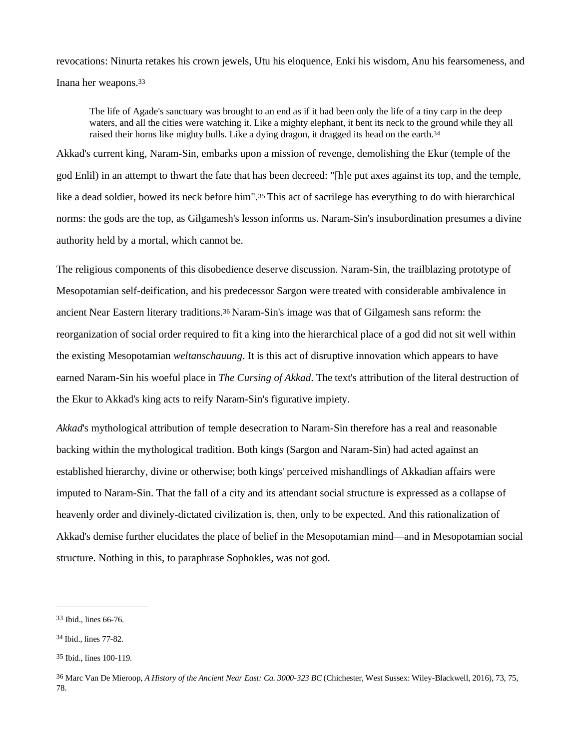revocations: Ninurta retakes his crown jewels, Utu his eloquence, Enki his wisdom, Anu his fearsomeness, and Inana her weapons.[33]

> The life of Agade's sanctuary was brought to an end as if it had been only the life of a tiny carp in the deep waters, and all the cities were watching it. Like a mighty elephant, it bent its neck to the ground while they all raised their horns like mighty bulls. Like a dying dragon, it dragged its head on the earth.[34]

Akkad's current king, Naram-Sin, embarks upon a mission of revenge, demolishing the Ekur (temple of the god Enlil) in an attempt to thwart the fate that has been decreed: "[h]e put axes against its top, and the temple, like a dead soldier, bowed its neck before him".[35] This act of sacrilege has everything to do with hierarchical norms: the gods are the top, as Gilgamesh's lesson informs us. Naram-Sin's insubordination presumes a divine authority held by a mortal, which cannot be.

The religious components of this disobedience deserve discussion. Naram-Sin, the trailblazing prototype of Mesopotamian self-deification, and his predecessor Sargon were treated with considerable ambivalence in ancient Near Eastern literary traditions.[36] Naram-Sin's image was that of Gilgamesh sans reform: the reorganization of social order required to fit a king into the hierarchical place of a god did not sit well within the existing Mesopotamian *weltanschauung*. It is this act of disruptive innovation which appears to have earned Naram-Sin his woeful place in *The Cursing of Akkad*. The text's attribution of the literal destruction of the Ekur to Akkad's king acts to reify Naram-Sin's figurative impiety.

*Akkad*'s mythological attribution of temple desecration to Naram-Sin therefore has a real and reasonable backing within the mythological tradition. Both kings (Sargon and Naram-Sin) had acted against an established hierarchy, divine or otherwise; both kings' perceived mishandlings of Akkadian affairs were imputed to Naram-Sin. That the fall of a city and its attendant social structure is expressed as a collapse of heavenly order and divinely-dictated civilization is, then, only to be expected. And this rationalization of Akkad's demise further elucidates the place of belief in the Mesopotamian mind—and in Mesopotamian social structure. Nothing in this, to paraphrase Sophokles, was not god.

---

[33] Ibid., lines 66-76.

[34] Ibid., lines 77-82.

[35] Ibid., lines 100-119.

[36] Marc Van De Mieroop, *A History of the Ancient Near East: Ca. 3000-323 BC* (Chichester, West Sussex: Wiley-Blackwell, 2016), 73, 75, 78.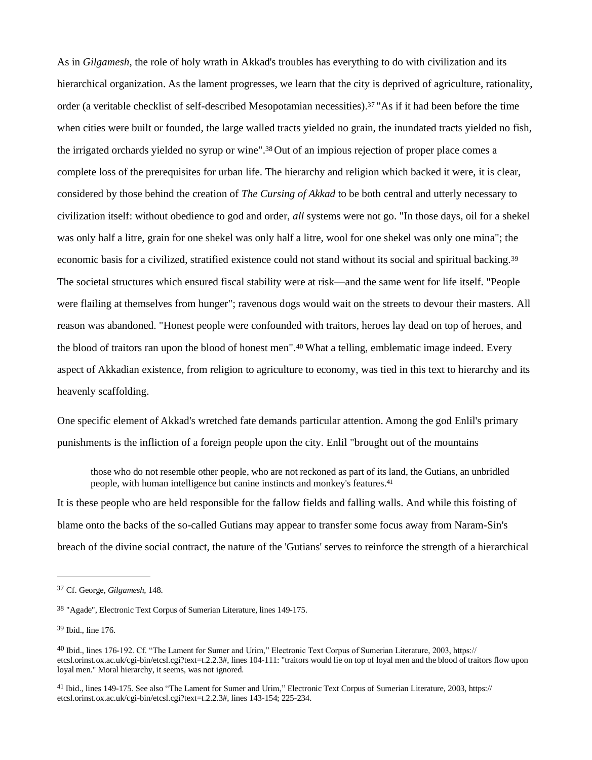As in *Gilgamesh*, the role of holy wrath in Akkad's troubles has everything to do with civilization and its hierarchical organization. As the lament progresses, we learn that the city is deprived of agriculture, rationality, order (a veritable checklist of self-described Mesopotamian necessities).[37] "As if it had been before the time when cities were built or founded, the large walled tracts yielded no grain, the inundated tracts yielded no fish, the irrigated orchards yielded no syrup or wine".[38] Out of an impious rejection of proper place comes a complete loss of the prerequisites for urban life. The hierarchy and religion which backed it were, it is clear, considered by those behind the creation of *The Cursing of Akkad* to be both central and utterly necessary to civilization itself: without obedience to god and order, *all* systems were not go. "In those days, oil for a shekel was only half a litre, grain for one shekel was only half a litre, wool for one shekel was only one mina"; the economic basis for a civilized, stratified existence could not stand without its social and spiritual backing.[39] The societal structures which ensured fiscal stability were at risk—and the same went for life itself. "People were flailing at themselves from hunger"; ravenous dogs would wait on the streets to devour their masters. All reason was abandoned. "Honest people were confounded with traitors, heroes lay dead on top of heroes, and the blood of traitors ran upon the blood of honest men".[40] What a telling, emblematic image indeed. Every aspect of Akkadian existence, from religion to agriculture to economy, was tied in this text to hierarchy and its heavenly scaffolding.

One specific element of Akkad's wretched fate demands particular attention. Among the god Enlil's primary punishments is the infliction of a foreign people upon the city. Enlil "brought out of the mountains

> those who do not resemble other people, who are not reckoned as part of its land, the Gutians, an unbridled people, with human intelligence but canine instincts and monkey's features.[41]

It is these people who are held responsible for the fallow fields and falling walls. And while this foisting of blame onto the backs of the so-called Gutians may appear to transfer some focus away from Naram-Sin's breach of the divine social contract, the nature of the 'Gutians' serves to reinforce the strength of a hierarchical

---

[37] Cf. George, *Gilgamesh*, 148.

[38] "Agade", Electronic Text Corpus of Sumerian Literature, lines 149-175.

[39] Ibid., line 176.

[40] Ibid., lines 176-192. Cf. "The Lament for Sumer and Urim," Electronic Text Corpus of Sumerian Literature, 2003, https://etcsl.orinst.ox.ac.uk/cgi-bin/etcsl.cgi?text=t.2.2.3#, lines 104-111: "traitors would lie on top of loyal men and the blood of traitors flow upon loyal men." Moral hierarchy, it seems, was not ignored.

[41] Ibid., lines 149-175. See also "The Lament for Sumer and Urim," Electronic Text Corpus of Sumerian Literature, 2003, https://etcsl.orinst.ox.ac.uk/cgi-bin/etcsl.cgi?text=t.2.2.3#, lines 143-154; 225-234.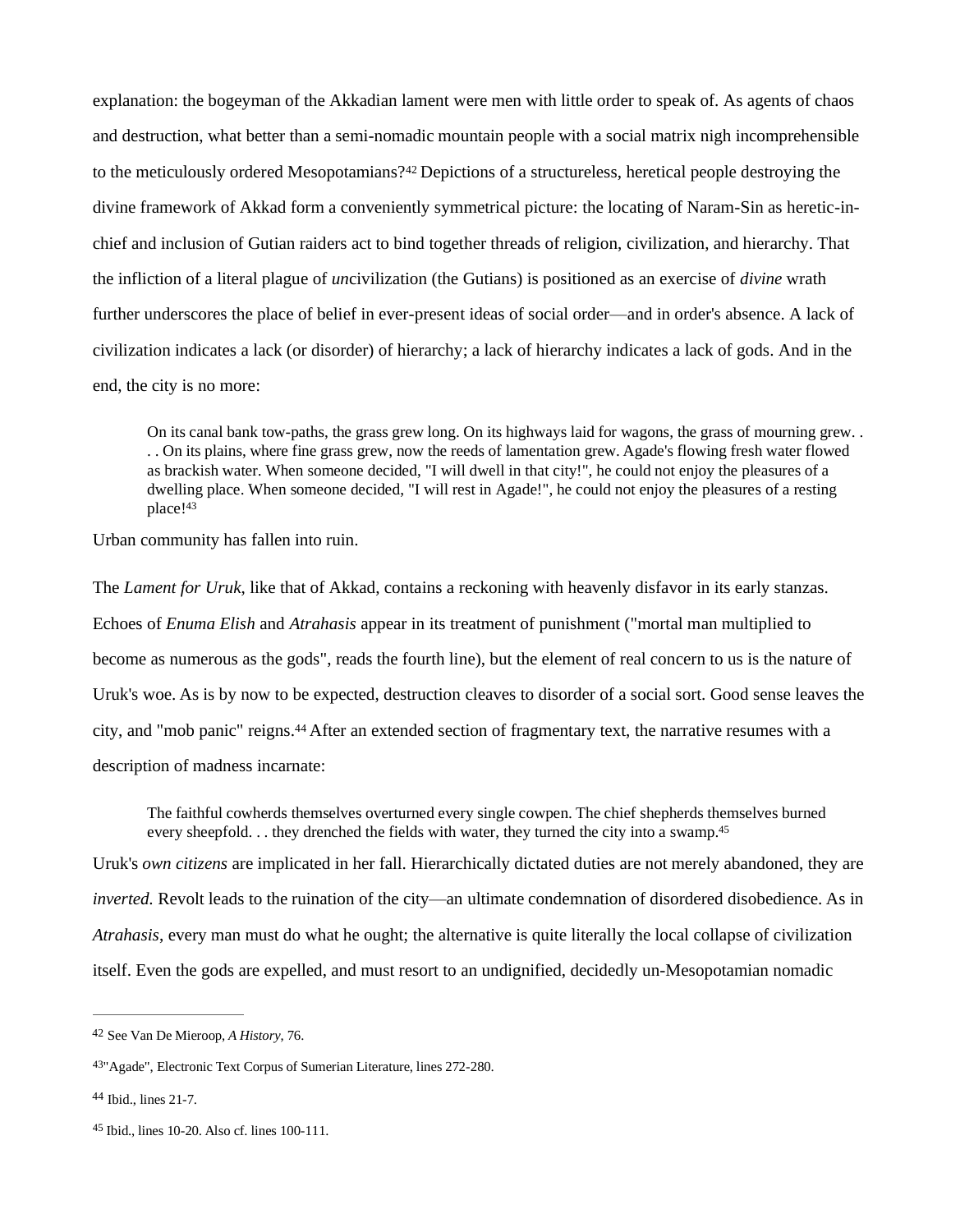explanation: the bogeyman of the Akkadian lament were men with little order to speak of. As agents of chaos and destruction, what better than a semi-nomadic mountain people with a social matrix nigh incomprehensible to the meticulously ordered Mesopotamians?[42] Depictions of a structureless, heretical people destroying the divine framework of Akkad form a conveniently symmetrical picture: the locating of Naram-Sin as heretic-in-chief and inclusion of Gutian raiders act to bind together threads of religion, civilization, and hierarchy. That the infliction of a literal plague of *un*civilization (the Gutians) is positioned as an exercise of *divine* wrath further underscores the place of belief in ever-present ideas of social order—and in order's absence. A lack of civilization indicates a lack (or disorder) of hierarchy; a lack of hierarchy indicates a lack of gods. And in the end, the city is no more:

> On its canal bank tow-paths, the grass grew long. On its highways laid for wagons, the grass of mourning grew. . . . On its plains, where fine grass grew, now the reeds of lamentation grew. Agade's flowing fresh water flowed as brackish water. When someone decided, "I will dwell in that city!", he could not enjoy the pleasures of a dwelling place. When someone decided, "I will rest in Agade!", he could not enjoy the pleasures of a resting place![43]

Urban community has fallen into ruin.

The *Lament for Uruk*, like that of Akkad, contains a reckoning with heavenly disfavor in its early stanzas. Echoes of *Enuma Elish* and *Atrahasis* appear in its treatment of punishment ("mortal man multiplied to become as numerous as the gods", reads the fourth line), but the element of real concern to us is the nature of Uruk's woe. As is by now to be expected, destruction cleaves to disorder of a social sort. Good sense leaves the city, and "mob panic" reigns.[44] After an extended section of fragmentary text, the narrative resumes with a description of madness incarnate:

> The faithful cowherds themselves overturned every single cowpen. The chief shepherds themselves burned every sheepfold. . . they drenched the fields with water, they turned the city into a swamp.[45]

Uruk's *own citizens* are implicated in her fall. Hierarchically dictated duties are not merely abandoned, they are *inverted.* Revolt leads to the ruination of the city—an ultimate condemnation of disordered disobedience. As in *Atrahasis*, every man must do what he ought; the alternative is quite literally the local collapse of civilization itself. Even the gods are expelled, and must resort to an undignified, decidedly un-Mesopotamian nomadic

---

[42] See Van De Mieroop, *A History*, 76.

[43] "Agade", Electronic Text Corpus of Sumerian Literature, lines 272-280.

[44] Ibid., lines 21-7.

[45] Ibid., lines 10-20. Also cf. lines 100-111.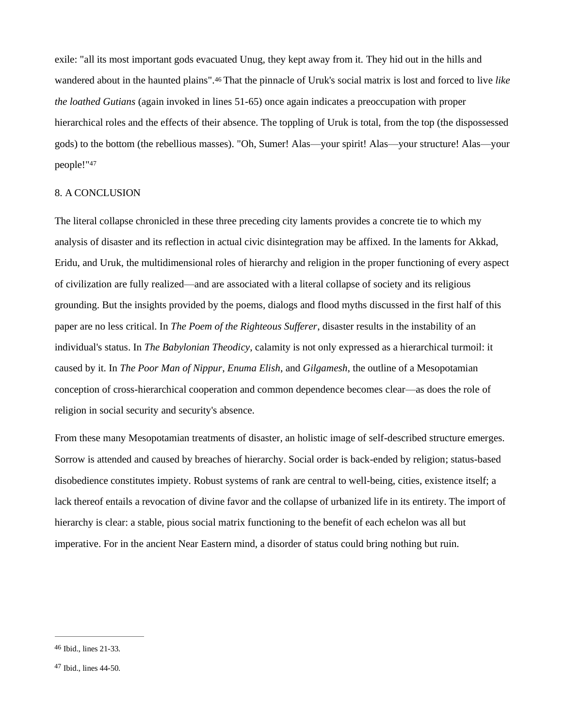exile: "all its most important gods evacuated Unug, they kept away from it. They hid out in the hills and wandered about in the haunted plains".[46] That the pinnacle of Uruk's social matrix is lost and forced to live *like the loathed Gutians* (again invoked in lines 51-65) once again indicates a preoccupation with proper hierarchical roles and the effects of their absence. The toppling of Uruk is total, from the top (the dispossessed gods) to the bottom (the rebellious masses). "Oh, Sumer! Alas—your spirit! Alas—your structure! Alas—your people!"[47]

## 8. A CONCLUSION

The literal collapse chronicled in these three preceding city laments provides a concrete tie to which my analysis of disaster and its reflection in actual civic disintegration may be affixed. In the laments for Akkad, Eridu, and Uruk, the multidimensional roles of hierarchy and religion in the proper functioning of every aspect of civilization are fully realized—and are associated with a literal collapse of society and its religious grounding. But the insights provided by the poems, dialogs and flood myths discussed in the first half of this paper are no less critical. In *The Poem of the Righteous Sufferer*, disaster results in the instability of an individual's status. In *The Babylonian Theodicy*, calamity is not only expressed as a hierarchical turmoil: it caused by it. In *The Poor Man of Nippur*, *Enuma Elish*, and *Gilgamesh*, the outline of a Mesopotamian conception of cross-hierarchical cooperation and common dependence becomes clear—as does the role of religion in social security and security's absence.

From these many Mesopotamian treatments of disaster, an holistic image of self-described structure emerges. Sorrow is attended and caused by breaches of hierarchy. Social order is back-ended by religion; status-based disobedience constitutes impiety. Robust systems of rank are central to well-being, cities, existence itself; a lack thereof entails a revocation of divine favor and the collapse of urbanized life in its entirety. The import of hierarchy is clear: a stable, pious social matrix functioning to the benefit of each echelon was all but imperative. For in the ancient Near Eastern mind, a disorder of status could bring nothing but ruin.

---

[46] Ibid., lines 21-33.

[47] Ibid., lines 44-50.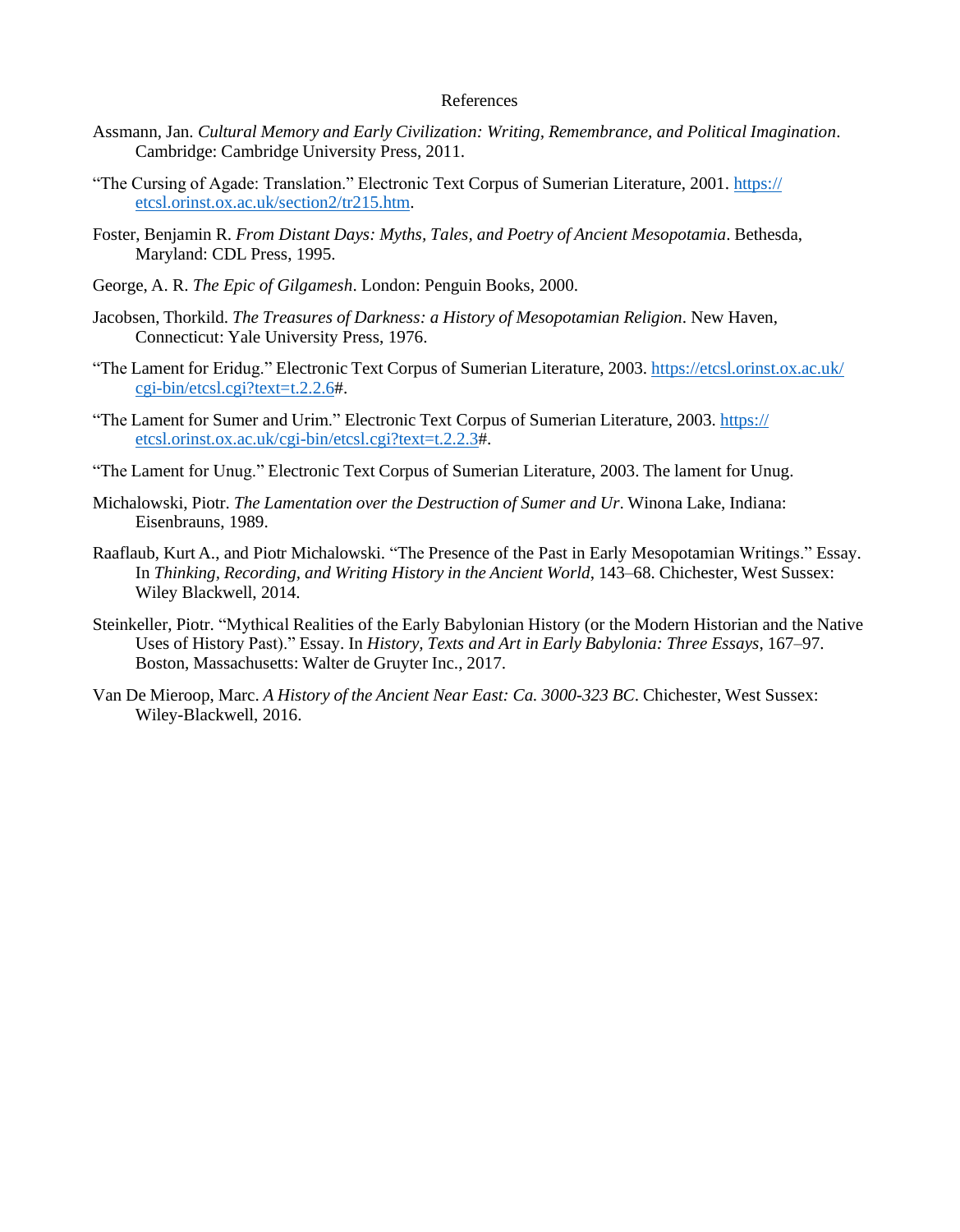# References

Assmann, Jan. *Cultural Memory and Early Civilization: Writing, Remembrance, and Political Imagination*. Cambridge: Cambridge University Press, 2011.

"The Cursing of Agade: Translation." Electronic Text Corpus of Sumerian Literature, 2001. https://etcsl.orinst.ox.ac.uk/section2/tr215.htm.

Foster, Benjamin R. *From Distant Days: Myths, Tales, and Poetry of Ancient Mesopotamia*. Bethesda, Maryland: CDL Press, 1995.

George, A. R. *The Epic of Gilgamesh*. London: Penguin Books, 2000.

Jacobsen, Thorkild. *The Treasures of Darkness: a History of Mesopotamian Religion*. New Haven, Connecticut: Yale University Press, 1976.

"The Lament for Eridug." Electronic Text Corpus of Sumerian Literature, 2003. https://etcsl.orinst.ox.ac.uk/cgi-bin/etcsl.cgi?text=t.2.2.6#.

"The Lament for Sumer and Urim." Electronic Text Corpus of Sumerian Literature, 2003. https://etcsl.orinst.ox.ac.uk/cgi-bin/etcsl.cgi?text=t.2.2.3#.

"The Lament for Unug." Electronic Text Corpus of Sumerian Literature, 2003. The lament for Unug.

Michalowski, Piotr. *The Lamentation over the Destruction of Sumer and Ur*. Winona Lake, Indiana: Eisenbrauns, 1989.

Raaflaub, Kurt A., and Piotr Michalowski. "The Presence of the Past in Early Mesopotamian Writings." Essay. In *Thinking, Recording, and Writing History in the Ancient World*, 143–68. Chichester, West Sussex: Wiley Blackwell, 2014.

Steinkeller, Piotr. "Mythical Realities of the Early Babylonian History (or the Modern Historian and the Native Uses of History Past)." Essay. In *History, Texts and Art in Early Babylonia: Three Essays*, 167–97. Boston, Massachusetts: Walter de Gruyter Inc., 2017.

Van De Mieroop, Marc. *A History of the Ancient Near East: Ca. 3000-323 BC*. Chichester, West Sussex: Wiley-Blackwell, 2016.